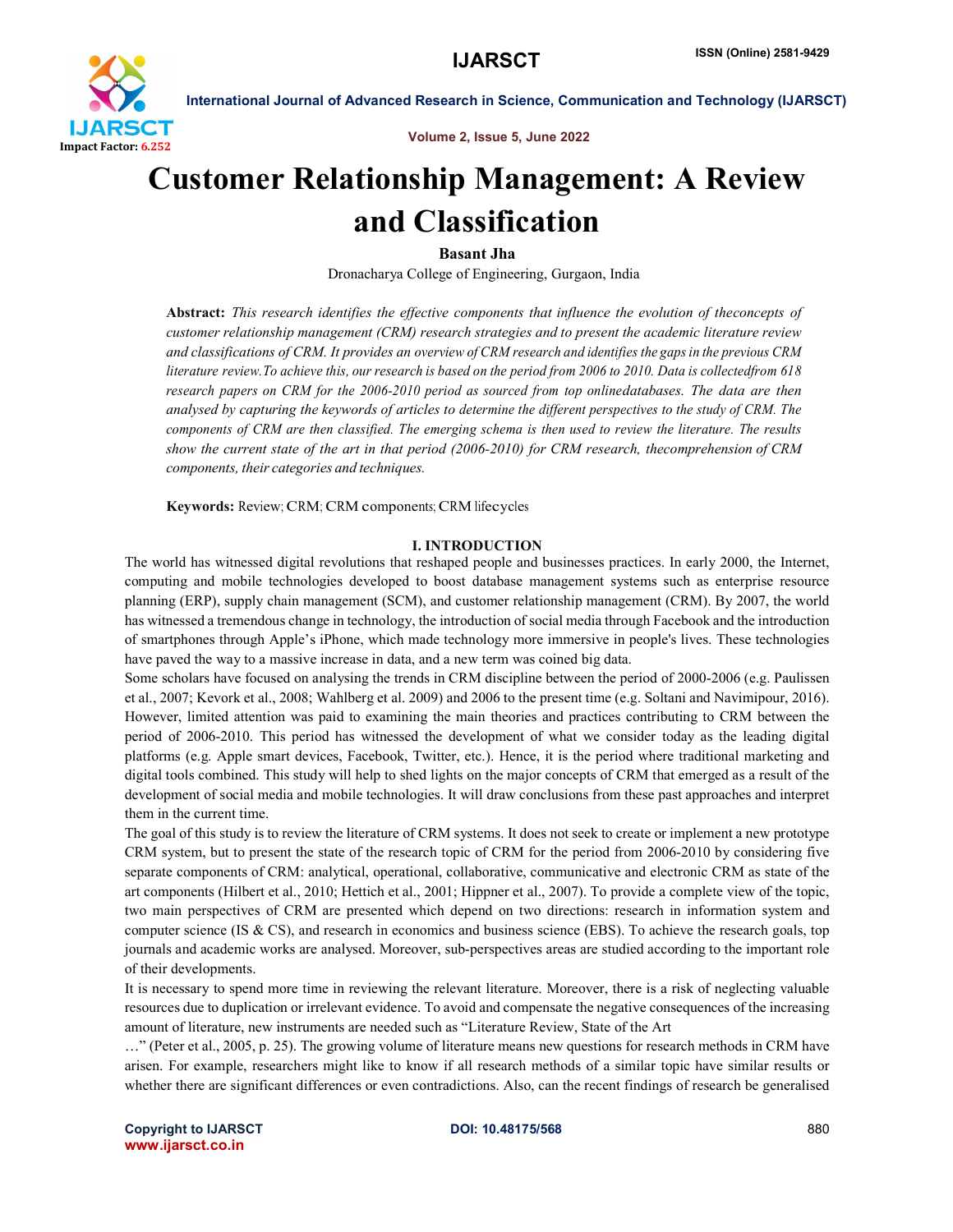# Customer Relationship Management: A Review and Classification

**Basant Jha**

Dronacharya College of Engineering, Gurgaon, India

**Abstract:** *This research identifies the effective components that influence the evolution of theconcepts of customer relationship management (CRM) research strategies and to present the academic literature review and classifications of CRM. It provides an overview of CRM research and identifies the gaps in the previous CRM literature review.To achieve this, our research is based on the period from 2006 to 2010. Data is collectedfrom 618 research papers on CRM for the 2006-2010 period as sourced from top onlinedatabases. The data are then analysed by capturing the keywords of articles to determine the different perspectives to the study of CRM. The components of CRM are then classified. The emerging schema is then used to review the literature. The results show the current state of the art in that period (2006-2010) for CRM research, thecomprehension of CRM components, their categories and techniques.*

**Keywords:** Review; CRM; CRM components; CRM lifecycles

## I. INTRODUCTION

The world has witnessed digital revolutions that reshaped people and businesses practices. In early 2000, the Internet, computing and mobile technologies developed to boost database management systems such as enterprise resource planning (ERP), supply chain management (SCM), and customer relationship management (CRM). By 2007, the world has witnessed a tremendous change in technology, the introduction of social media through Facebook and the introduction of smartphones through Apple's iPhone, which made technology more immersive in people's lives. These technologies have paved the way to a massive increase in data, and a new term was coined big data.

Some scholars have focused on analysing the trends in CRM discipline between the period of 2000-2006 (e.g. Paulissen et al., 2007; Kevork et al., 2008; Wahlberg et al. 2009) and 2006 to the present time (e.g. Soltani and Navimipour, 2016). However, limited attention was paid to examining the main theories and practices contributing to CRM between the period of 2006-2010. This period has witnessed the development of what we consider today as the leading digital platforms (e.g. Apple smart devices, Facebook, Twitter, etc.). Hence, it is the period where traditional marketing and digital tools combined. This study will help to shed lights on the major concepts of CRM that emerged as a result of the development of social media and mobile technologies. It will draw conclusions from these past approaches and interpret them in the current time.

The goal of this study is to review the literature of CRM systems. It does not seek to create or implement a new prototype CRM system, but to present the state of the research topic of CRM for the period from 2006-2010 by considering five separate components of CRM: analytical, operational, collaborative, communicative and electronic CRM as state of the art components (Hilbert et al., 2010; Hettich et al., 2001; Hippner et al., 2007). To provide a complete view of the topic, two main perspectives of CRM are presented which depend on two directions: research in information system and computer science (IS & CS), and research in economics and business science (EBS). To achieve the research goals, top journals and academic works are analysed. Moreover, sub-perspectives areas are studied according to the important role of their developments.

It is necessary to spend more time in reviewing the relevant literature. Moreover, there is a risk of neglecting valuable resources due to duplication or irrelevant evidence. To avoid and compensate the negative consequences of the increasing amount of literature, new instruments are needed such as "Literature Review, State of the Art …" (Peter et al., 2005, p. 25). The growing volume of literature means new questions for research methods in CRM have arisen. For example, researchers might like to know if all research methods of a similar topic have similar results or whether there are significant differences or even contradictions. Also, can the recent findings of research be generalised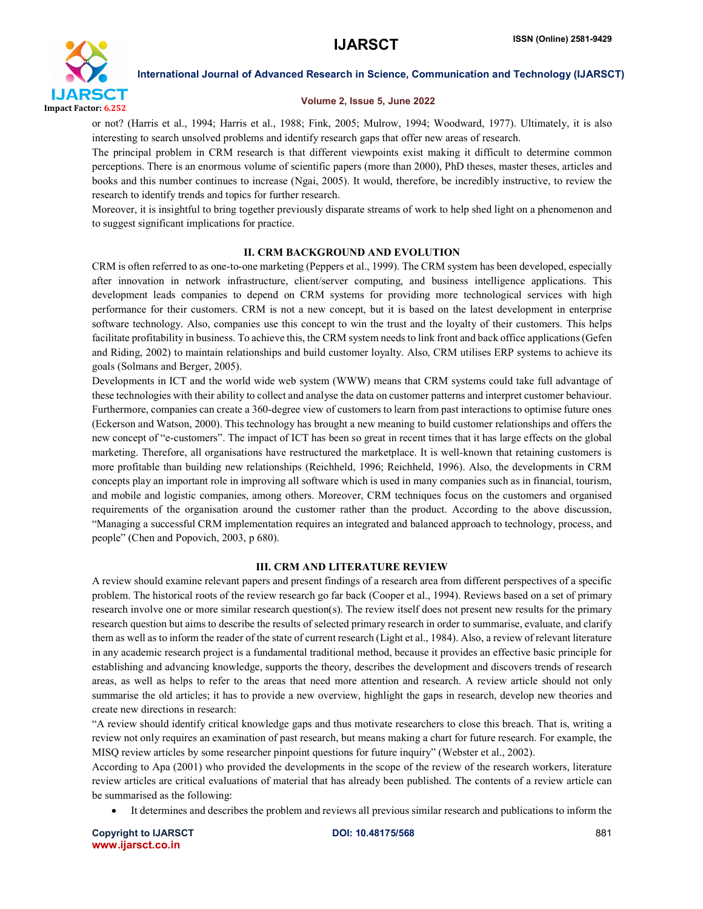or not? (Harris et al., 1994; Harris et al., 1988; Fink, 2005; Mulrow, 1994; Woodward, 1977). Ultimately, it is also interesting to search unsolved problems and identify research gaps that offer new areas of research.

The principal problem in CRM research is that different viewpoints exist making it difficult to determine common perceptions. There is an enormous volume of scientific papers (more than 2000), PhD theses, master theses, articles and books and this number continues to increase (Ngai, 2005). It would, therefore, be incredibly instructive, to review the research to identify trends and topics for further research.

Moreover, it is insightful to bring together previously disparate streams of work to help shed light on a phenomenon and to suggest significant implications for practice.

## II. CRM BACKGROUND AND EVOLUTION

CRM is often referred to as one-to-one marketing (Peppers et al., 1999). The CRM system has been developed, especially after innovation in network infrastructure, client/server computing, and business intelligence applications. This development leads companies to depend on CRM systems for providing more technological services with high performance for their customers. CRM is not a new concept, but it is based on the latest development in enterprise software technology. Also, companies use this concept to win the trust and the loyalty of their customers. This helps facilitate profitability in business. To achieve this, the CRM system needs to link front and back office applications (Gefen and Riding, 2002) to maintain relationships and build customer loyalty. Also, CRM utilises ERP systems to achieve its goals (Solmans and Berger, 2005).

Developments in ICT and the world wide web system (WWW) means that CRM systems could take full advantage of these technologies with their ability to collect and analyse the data on customer patterns and interpret customer behaviour. Furthermore, companies can create a 360-degree view of customers to learn from past interactions to optimise future ones (Eckerson and Watson, 2000). This technology has brought a new meaning to build customer relationships and offers the new concept of "e-customers". The impact of ICT has been so great in recent times that it has large effects on the global marketing. Therefore, all organisations have restructured the marketplace. It is well-known that retaining customers is more profitable than building new relationships (Reichheld, 1996; Reichheld, 1996). Also, the developments in CRM concepts play an important role in improving all software which is used in many companies such as in financial, tourism, and mobile and logistic companies, among others. Moreover, CRM techniques focus on the customers and organised requirements of the organisation around the customer rather than the product. According to the above discussion, "Managing a successful CRM implementation requires an integrated and balanced approach to technology, process, and people" (Chen and Popovich, 2003, p 680).

## III. CRM AND LITERATURE REVIEW

A review should examine relevant papers and present findings of a research area from different perspectives of a specific problem. The historical roots of the review research go far back (Cooper et al., 1994). Reviews based on a set of primary research involve one or more similar research question(s). The review itself does not present new results for the primary research question but aims to describe the results of selected primary research in order to summarise, evaluate, and clarify them as well as to inform the reader of the state of current research (Light et al., 1984). Also, a review of relevant literature in any academic research project is a fundamental traditional method, because it provides an effective basic principle for establishing and advancing knowledge, supports the theory, describes the development and discovers trends of research areas, as well as helps to refer to the areas that need more attention and research. A review article should not only summarise the old articles; it has to provide a new overview, highlight the gaps in research, develop new theories and create new directions in research:

"A review should identify critical knowledge gaps and thus motivate researchers to close this breach. That is, writing a review not only requires an examination of past research, but means making a chart for future research. For example, the MISQ review articles by some researcher pinpoint questions for future inquiry" (Webster et al., 2002).

According to Apa (2001) who provided the developments in the scope of the review of the research workers, literature review articles are critical evaluations of material that has already been published. The contents of a review article can be summarised as the following:

- It determines and describes the problem and reviews all previous similar research and publications to inform the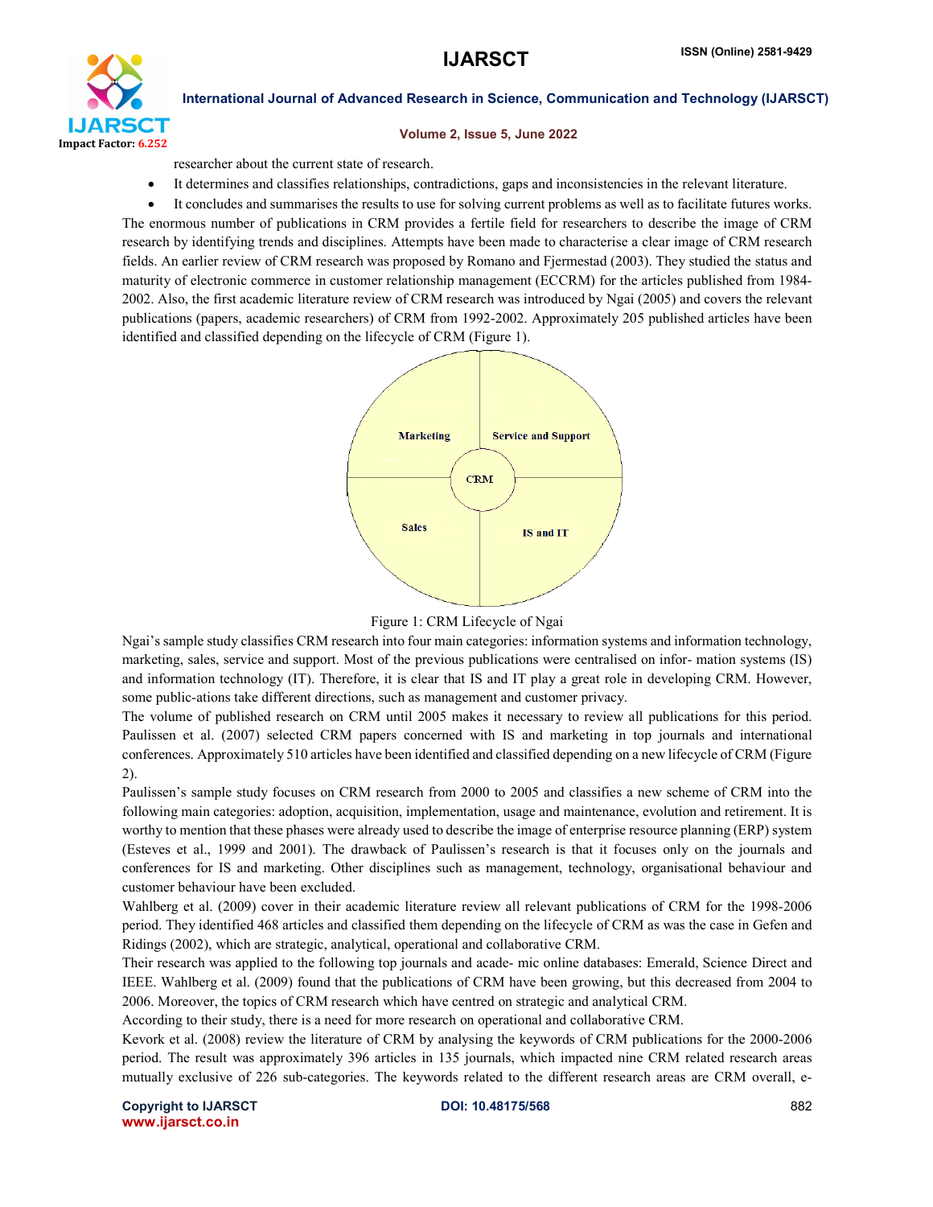researcher about the current state of research.

- It determines and classifies relationships, contradictions, gaps and inconsistencies in the relevant literature.
- It concludes and summarises the results to use for solving current problems as well as to facilitate futures works.

The enormous number of publications in CRM provides a fertile field for researchers to describe the image of CRM research by identifying trends and disciplines. Attempts have been made to characterise a clear image of CRM research fields. An earlier review of CRM research was proposed by Romano and Fjermestad (2003). They studied the status and maturity of electronic commerce in customer relationship management (ECCRM) for the articles published from 1984-2002. Also, the first academic literature review of CRM research was introduced by Ngai (2005) and covers the relevant publications (papers, academic researchers) of CRM from 1992-2002. Approximately 205 published articles have been identified and classified depending on the lifecycle of CRM (Figure 1).

Marketing | Service and Support | CRM | Sales | IS and IT

Figure 1: CRM Lifecycle of Ngai

Ngai's sample study classifies CRM research into four main categories: information systems and information technology, marketing, sales, service and support. Most of the previous publications were centralised on infor- mation systems (IS) and information technology (IT). Therefore, it is clear that IS and IT play a great role in developing CRM. However, some public-ations take different directions, such as management and customer privacy.

The volume of published research on CRM until 2005 makes it necessary to review all publications for this period. Paulissen et al. (2007) selected CRM papers concerned with IS and marketing in top journals and international conferences. Approximately 510 articles have been identified and classified depending on a new lifecycle of CRM (Figure 2).

Paulissen's sample study focuses on CRM research from 2000 to 2005 and classifies a new scheme of CRM into the following main categories: adoption, acquisition, implementation, usage and maintenance, evolution and retirement. It is worthy to mention that these phases were already used to describe the image of enterprise resource planning (ERP) system (Esteves et al., 1999 and 2001). The drawback of Paulissen's research is that it focuses only on the journals and conferences for IS and marketing. Other disciplines such as management, technology, organisational behaviour and customer behaviour have been excluded.

Wahlberg et al. (2009) cover in their academic literature review all relevant publications of CRM for the 1998-2006 period. They identified 468 articles and classified them depending on the lifecycle of CRM as was the case in Gefen and Ridings (2002), which are strategic, analytical, operational and collaborative CRM.

Their research was applied to the following top journals and acade- mic online databases: Emerald, Science Direct and IEEE. Wahlberg et al. (2009) found that the publications of CRM have been growing, but this decreased from 2004 to 2006. Moreover, the topics of CRM research which have centred on strategic and analytical CRM.

According to their study, there is a need for more research on operational and collaborative CRM.

Kevork et al. (2008) review the literature of CRM by analysing the keywords of CRM publications for the 2000-2006 period. The result was approximately 396 articles in 135 journals, which impacted nine CRM related research areas mutually exclusive of 226 sub-categories. The keywords related to the different research areas are CRM overall, e-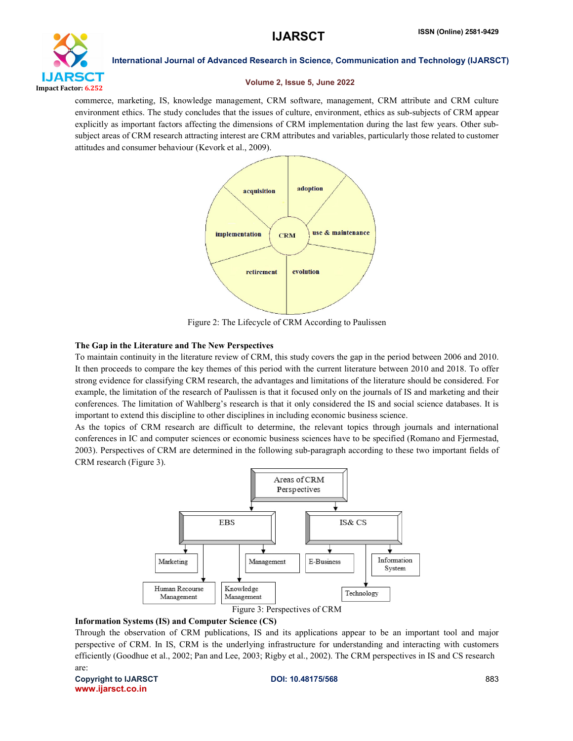commerce, marketing, IS, knowledge management, CRM software, management, CRM attribute and CRM culture environment ethics. The study concludes that the issues of culture, environment, ethics as sub-subjects of CRM appear explicitly as important factors affecting the dimensions of CRM implementation during the last few years. Other sub-subject areas of CRM research attracting interest are CRM attributes and variables, particularly those related to customer attitudes and consumer behaviour (Kevork et al., 2009).

Figure 2: The Lifecycle of CRM According to Paulissen

**The Gap in the Literature and The New Perspectives**

To maintain continuity in the literature review of CRM, this study covers the gap in the period between 2006 and 2010. It then proceeds to compare the key themes of this period with the current literature between 2010 and 2018. To offer strong evidence for classifying CRM research, the advantages and limitations of the literature should be considered. For example, the limitation of the research of Paulissen is that it focused only on the journals of IS and marketing and their conferences. The limitation of Wahlberg's research is that it only considered the IS and social science databases. It is important to extend this discipline to other disciplines in including economic business science.

As the topics of CRM research are difficult to determine, the relevant topics through journals and international conferences in IC and computer sciences or economic business sciences have to be specified (Romano and Fjermestad, 2003). Perspectives of CRM are determined in the following sub-paragraph according to these two important fields of CRM research (Figure 3).

Figure 3: Perspectives of CRM

**Information Systems (IS) and Computer Science (CS)**

Through the observation of CRM publications, IS and its applications appear to be an important tool and major perspective of CRM. In IS, CRM is the underlying infrastructure for understanding and interacting with customers efficiently (Goodhue et al., 2002; Pan and Lee, 2003; Rigby et al., 2002). The CRM perspectives in IS and CS research are: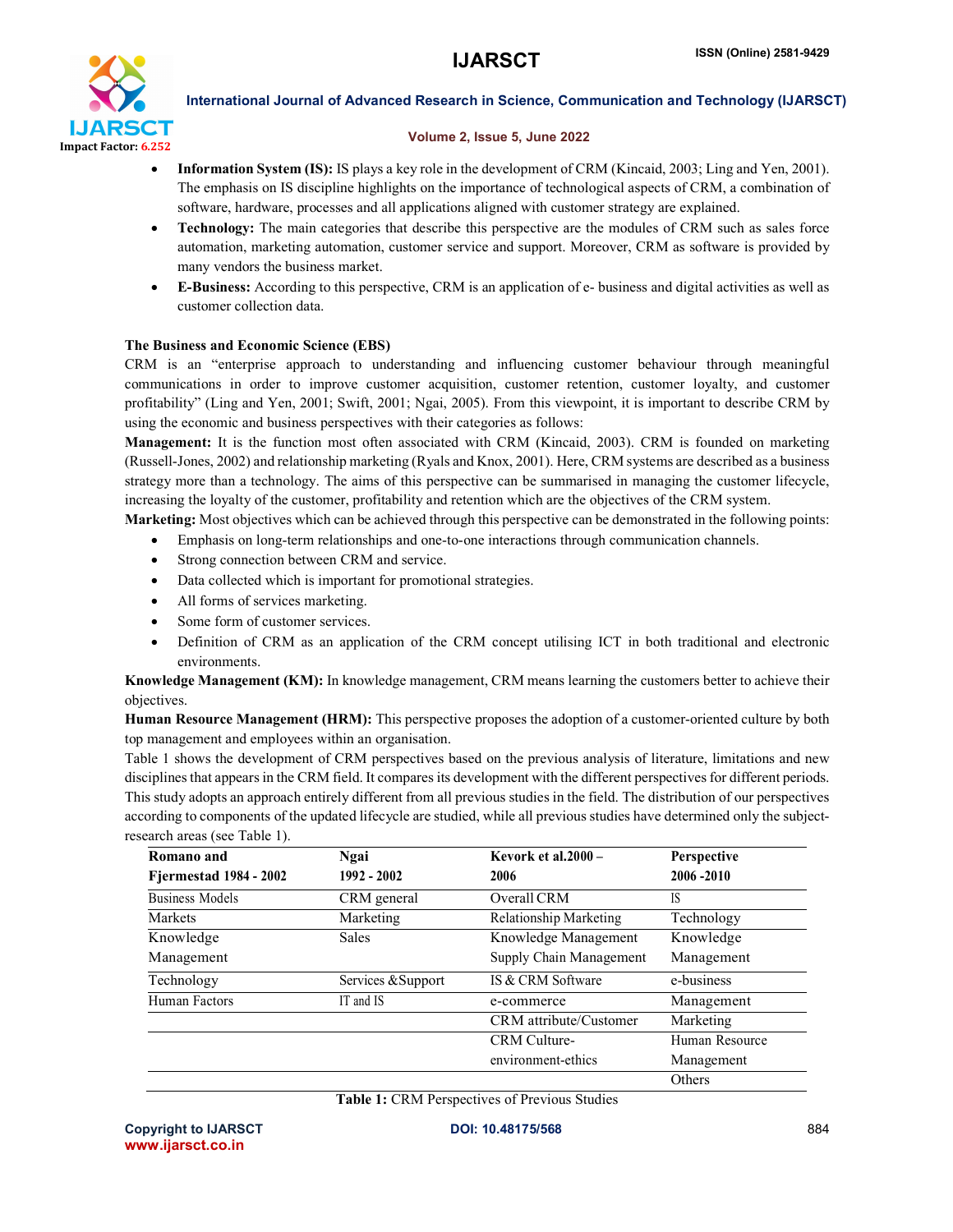- **Information System (IS):** IS plays a key role in the development of CRM (Kincaid, 2003; Ling and Yen, 2001). The emphasis on IS discipline highlights on the importance of technological aspects of CRM, a combination of software, hardware, processes and all applications aligned with customer strategy are explained.
- **Technology:** The main categories that describe this perspective are the modules of CRM such as sales force automation, marketing automation, customer service and support. Moreover, CRM as software is provided by many vendors the business market.
- **E-Business:** According to this perspective, CRM is an application of e- business and digital activities as well as customer collection data.

**The Business and Economic Science (EBS)**

CRM is an "enterprise approach to understanding and influencing customer behaviour through meaningful communications in order to improve customer acquisition, customer retention, customer loyalty, and customer profitability" (Ling and Yen, 2001; Swift, 2001; Ngai, 2005). From this viewpoint, it is important to describe CRM by using the economic and business perspectives with their categories as follows:

**Management:** It is the function most often associated with CRM (Kincaid, 2003). CRM is founded on marketing (Russell-Jones, 2002) and relationship marketing (Ryals and Knox, 2001). Here, CRM systems are described as a business strategy more than a technology. The aims of this perspective can be summarised in managing the customer lifecycle, increasing the loyalty of the customer, profitability and retention which are the objectives of the CRM system.

**Marketing:** Most objectives which can be achieved through this perspective can be demonstrated in the following points:

- Emphasis on long-term relationships and one-to-one interactions through communication channels.
- Strong connection between CRM and service.
- Data collected which is important for promotional strategies.
- All forms of services marketing.
- Some form of customer services.
- Definition of CRM as an application of the CRM concept utilising ICT in both traditional and electronic environments.

**Knowledge Management (KM):** In knowledge management, CRM means learning the customers better to achieve their objectives.

**Human Resource Management (HRM):** This perspective proposes the adoption of a customer-oriented culture by both top management and employees within an organisation.

Table 1 shows the development of CRM perspectives based on the previous analysis of literature, limitations and new disciplines that appears in the CRM field. It compares its development with the different perspectives for different periods. This study adopts an approach entirely different from all previous studies in the field. The distribution of our perspectives according to components of the updated lifecycle are studied, while all previous studies have determined only the subject-research areas (see Table 1).

| Romano and Fjermestad 1984 - 2002 | Ngai 1992 - 2002 | Kevork et al.2000 – 2006 | Perspective 2006 -2010 |
|---|---|---|---|
| Business Models | CRM general | Overall CRM | IS |
| Markets | Marketing | Relationship Marketing | Technology |
| Knowledge Management | Sales | Knowledge Management Supply Chain Management | Knowledge Management |
| Technology | Services &Support | IS & CRM Software | e-business |
| Human Factors | IT and IS | e-commerce | Management |
| | | CRM attribute/Customer | Marketing |
| | | CRM Culture-environment-ethics | Human Resource Management |
| | | | Others |

**Table 1:** CRM Perspectives of Previous Studies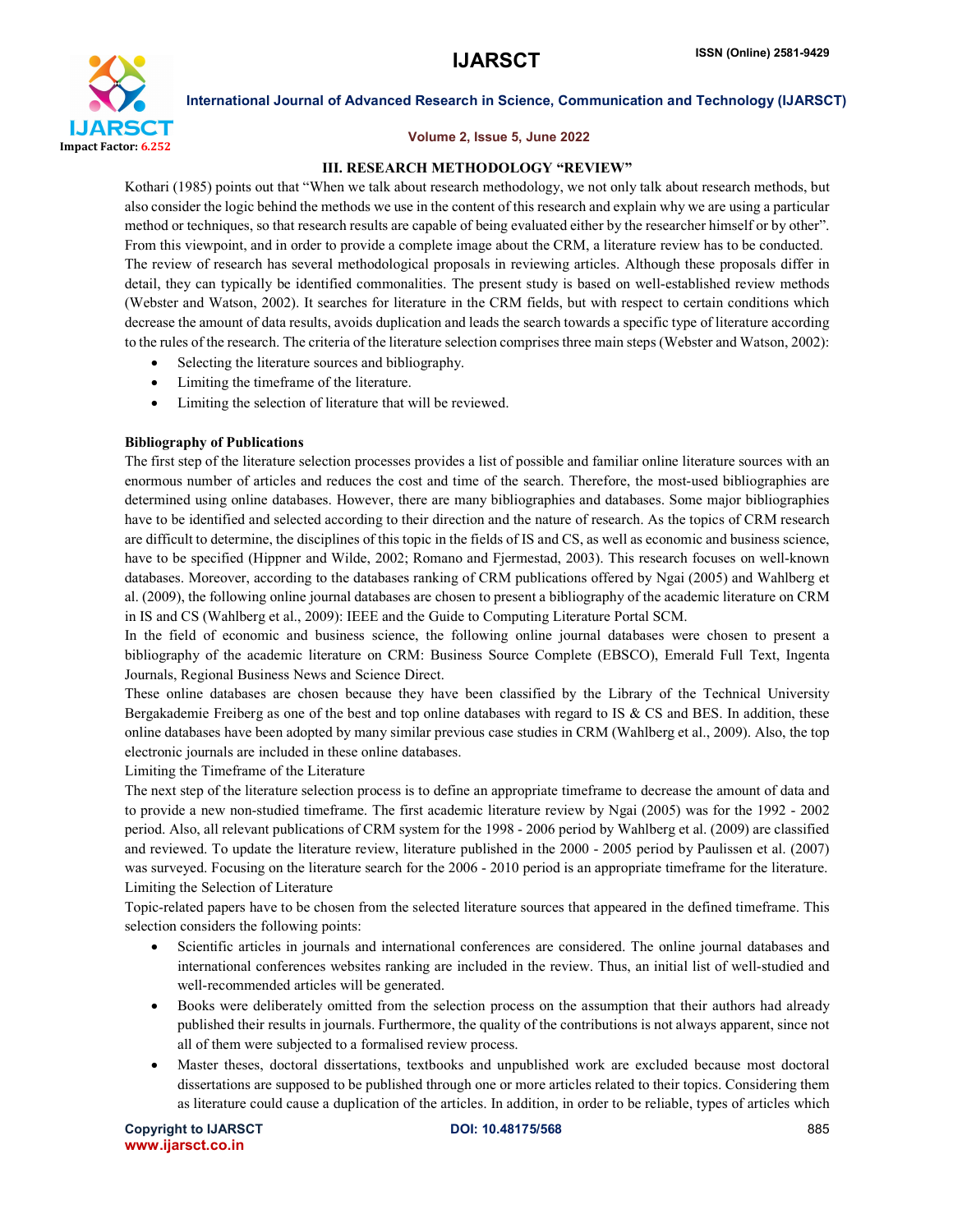## III. RESEARCH METHODOLOGY "REVIEW"

Kothari (1985) points out that "When we talk about research methodology, we not only talk about research methods, but also consider the logic behind the methods we use in the content of this research and explain why we are using a particular method or techniques, so that research results are capable of being evaluated either by the researcher himself or by other". From this viewpoint, and in order to provide a complete image about the CRM, a literature review has to be conducted.

The review of research has several methodological proposals in reviewing articles. Although these proposals differ in detail, they can typically be identified commonalities. The present study is based on well-established review methods (Webster and Watson, 2002). It searches for literature in the CRM fields, but with respect to certain conditions which decrease the amount of data results, avoids duplication and leads the search towards a specific type of literature according to the rules of the research. The criteria of the literature selection comprises three main steps (Webster and Watson, 2002):

- Selecting the literature sources and bibliography.
- Limiting the timeframe of the literature.
- Limiting the selection of literature that will be reviewed.

**Bibliography of Publications**

The first step of the literature selection processes provides a list of possible and familiar online literature sources with an enormous number of articles and reduces the cost and time of the search. Therefore, the most-used bibliographies are determined using online databases. However, there are many bibliographies and databases. Some major bibliographies have to be identified and selected according to their direction and the nature of research. As the topics of CRM research are difficult to determine, the disciplines of this topic in the fields of IS and CS, as well as economic and business science, have to be specified (Hippner and Wilde, 2002; Romano and Fjermestad, 2003). This research focuses on well-known databases. Moreover, according to the databases ranking of CRM publications offered by Ngai (2005) and Wahlberg et al. (2009), the following online journal databases are chosen to present a bibliography of the academic literature on CRM in IS and CS (Wahlberg et al., 2009): IEEE and the Guide to Computing Literature Portal SCM.

In the field of economic and business science, the following online journal databases were chosen to present a bibliography of the academic literature on CRM: Business Source Complete (EBSCO), Emerald Full Text, Ingenta Journals, Regional Business News and Science Direct.

These online databases are chosen because they have been classified by the Library of the Technical University Bergakademie Freiberg as one of the best and top online databases with regard to IS & CS and BES. In addition, these online databases have been adopted by many similar previous case studies in CRM (Wahlberg et al., 2009). Also, the top electronic journals are included in these online databases.

Limiting the Timeframe of the Literature

The next step of the literature selection process is to define an appropriate timeframe to decrease the amount of data and to provide a new non-studied timeframe. The first academic literature review by Ngai (2005) was for the 1992 - 2002 period. Also, all relevant publications of CRM system for the 1998 - 2006 period by Wahlberg et al. (2009) are classified and reviewed. To update the literature review, literature published in the 2000 - 2005 period by Paulissen et al. (2007) was surveyed. Focusing on the literature search for the 2006 - 2010 period is an appropriate timeframe for the literature.

Limiting the Selection of Literature

Topic-related papers have to be chosen from the selected literature sources that appeared in the defined timeframe. This selection considers the following points:

- Scientific articles in journals and international conferences are considered. The online journal databases and international conferences websites ranking are included in the review. Thus, an initial list of well-studied and well-recommended articles will be generated.
- Books were deliberately omitted from the selection process on the assumption that their authors had already published their results in journals. Furthermore, the quality of the contributions is not always apparent, since not all of them were subjected to a formalised review process.
- Master theses, doctoral dissertations, textbooks and unpublished work are excluded because most doctoral dissertations are supposed to be published through one or more articles related to their topics. Considering them as literature could cause a duplication of the articles. In addition, in order to be reliable, types of articles which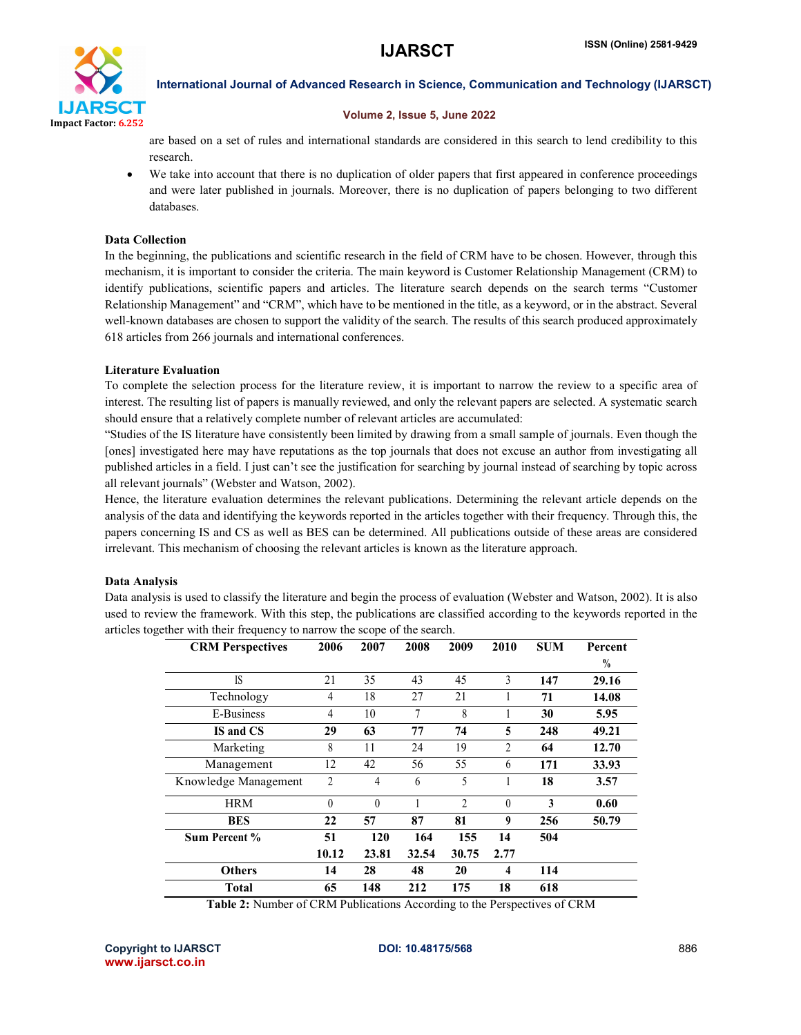are based on a set of rules and international standards are considered in this search to lend credibility to this research.

- We take into account that there is no duplication of older papers that first appeared in conference proceedings and were later published in journals. Moreover, there is no duplication of papers belonging to two different databases.

### Data Collection

In the beginning, the publications and scientific research in the field of CRM have to be chosen. However, through this mechanism, it is important to consider the criteria. The main keyword is Customer Relationship Management (CRM) to identify publications, scientific papers and articles. The literature search depends on the search terms “Customer Relationship Management” and “CRM”, which have to be mentioned in the title, as a keyword, or in the abstract. Several well-known databases are chosen to support the validity of the search. The results of this search produced approximately 618 articles from 266 journals and international conferences.

### Literature Evaluation

To complete the selection process for the literature review, it is important to narrow the review to a specific area of interest. The resulting list of papers is manually reviewed, and only the relevant papers are selected. A systematic search should ensure that a relatively complete number of relevant articles are accumulated:

“Studies of the IS literature have consistently been limited by drawing from a small sample of journals. Even though the [ones] investigated here may have reputations as the top journals that does not excuse an author from investigating all published articles in a field. I just can’t see the justification for searching by journal instead of searching by topic across all relevant journals” (Webster and Watson, 2002).

Hence, the literature evaluation determines the relevant publications. Determining the relevant article depends on the analysis of the data and identifying the keywords reported in the articles together with their frequency. Through this, the papers concerning IS and CS as well as BES can be determined. All publications outside of these areas are considered irrelevant. This mechanism of choosing the relevant articles is known as the literature approach.

### Data Analysis

Data analysis is used to classify the literature and begin the process of evaluation (Webster and Watson, 2002). It is also used to review the framework. With this step, the publications are classified according to the keywords reported in the articles together with their frequency to narrow the scope of the search.

| CRM Perspectives | 2006 | 2007 | 2008 | 2009 | 2010 | SUM | Percent % |
|---|---|---|---|---|---|---|---|
| IS | 21 | 35 | 43 | 45 | 3 | **147** | **29.16** |
| Technology | 4 | 18 | 27 | 21 | 1 | **71** | **14.08** |
| E-Business | 4 | 10 | 7 | 8 | 1 | **30** | **5.95** |
| **IS and CS** | **29** | **63** | **77** | **74** | **5** | **248** | **49.21** |
| Marketing | 8 | 11 | 24 | 19 | 2 | **64** | **12.70** |
| Management | 12 | 42 | 56 | 55 | 6 | **171** | **33.93** |
| Knowledge Management | 2 | 4 | 6 | 5 | 1 | **18** | **3.57** |
| HRM | 0 | 0 | 1 | 2 | 0 | **3** | **0.60** |
| **BES** | **22** | **57** | **87** | **81** | **9** | **256** | **50.79** |
| **Sum Percent %** | **51** | **120** | **164** | **155** | **14** | **504** | |
| | **10.12** | **23.81** | **32.54** | **30.75** | **2.77** | | |
| **Others** | **14** | **28** | **48** | **20** | **4** | **114** | |
| **Total** | **65** | **148** | **212** | **175** | **18** | **618** | |

**Table 2:** Number of CRM Publications According to the Perspectives of CRM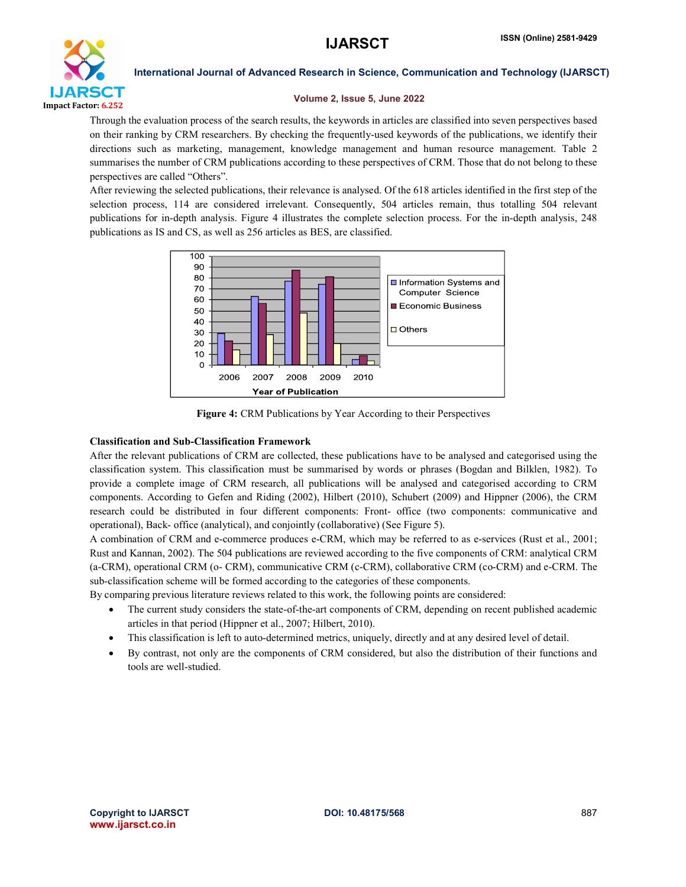Through the evaluation process of the search results, the keywords in articles are classified into seven perspectives based on their ranking by CRM researchers. By checking the frequently-used keywords of the publications, we identify their directions such as marketing, management, knowledge management and human resource management. Table 2 summarises the number of CRM publications according to these perspectives of CRM. Those that do not belong to these perspectives are called "Others".

After reviewing the selected publications, their relevance is analysed. Of the 618 articles identified in the first step of the selection process, 114 are considered irrelevant. Consequently, 504 articles remain, thus totalling 504 relevant publications for in-depth analysis. Figure 4 illustrates the complete selection process. For the in-depth analysis, 248 publications as IS and CS, as well as 256 articles as BES, are classified.

**Figure 4:** CRM Publications by Year According to their Perspectives

### Classification and Sub-Classification Framework

After the relevant publications of CRM are collected, these publications have to be analysed and categorised using the classification system. This classification must be summarised by words or phrases (Bogdan and Bilklen, 1982). To provide a complete image of CRM research, all publications will be analysed and categorised according to CRM components. According to Gefen and Riding (2002), Hilbert (2010), Schubert (2009) and Hippner (2006), the CRM research could be distributed in four different components: Front- office (two components: communicative and operational), Back- office (analytical), and conjointly (collaborative) (See Figure 5).

A combination of CRM and e-commerce produces e-CRM, which may be referred to as e-services (Rust et al., 2001; Rust and Kannan, 2002). The 504 publications are reviewed according to the five components of CRM: analytical CRM (a-CRM), operational CRM (o- CRM), communicative CRM (c-CRM), collaborative CRM (co-CRM) and e-CRM. The sub-classification scheme will be formed according to the categories of these components.

By comparing previous literature reviews related to this work, the following points are considered:

- The current study considers the state-of-the-art components of CRM, depending on recent published academic articles in that period (Hippner et al., 2007; Hilbert, 2010).
- This classification is left to auto-determined metrics, uniquely, directly and at any desired level of detail.
- By contrast, not only are the components of CRM considered, but also the distribution of their functions and tools are well-studied.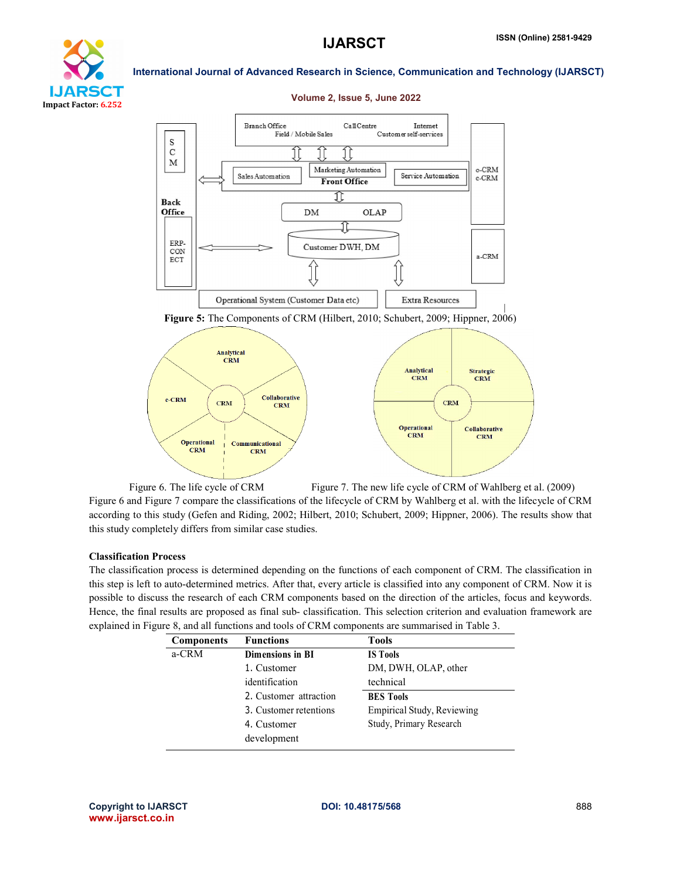Figure 5: The Components of CRM (Hilbert, 2010; Schubert, 2009; Hippner, 2006)

Figure 6. The life cycle of CRM

Figure 7. The new life cycle of CRM of Wahlberg et al. (2009)

Figure 6 and Figure 7 compare the classifications of the lifecycle of CRM by Wahlberg et al. with the lifecycle of CRM according to this study (Gefen and Riding, 2002; Hilbert, 2010; Schubert, 2009; Hippner, 2006). The results show that this study completely differs from similar case studies.

**Classification Process**

The classification process is determined depending on the functions of each component of CRM. The classification in this step is left to auto-determined metrics. After that, every article is classified into any component of CRM. Now it is possible to discuss the research of each CRM components based on the direction of the articles, focus and keywords. Hence, the final results are proposed as final sub- classification. This selection criterion and evaluation framework are explained in Figure 8, and all functions and tools of CRM components are summarised in Table 3.

| Components | Functions | Tools |
|---|---|---|
| a-CRM | **Dimensions in BI** | **IS Tools** |
| | 1. Customer identification | DM, DWH, OLAP, other technical |
| | 2. Customer attraction | **BES Tools** |
| | 3. Customer retentions | Empirical Study, Reviewing Study, Primary Research |
| | 4. Customer development | |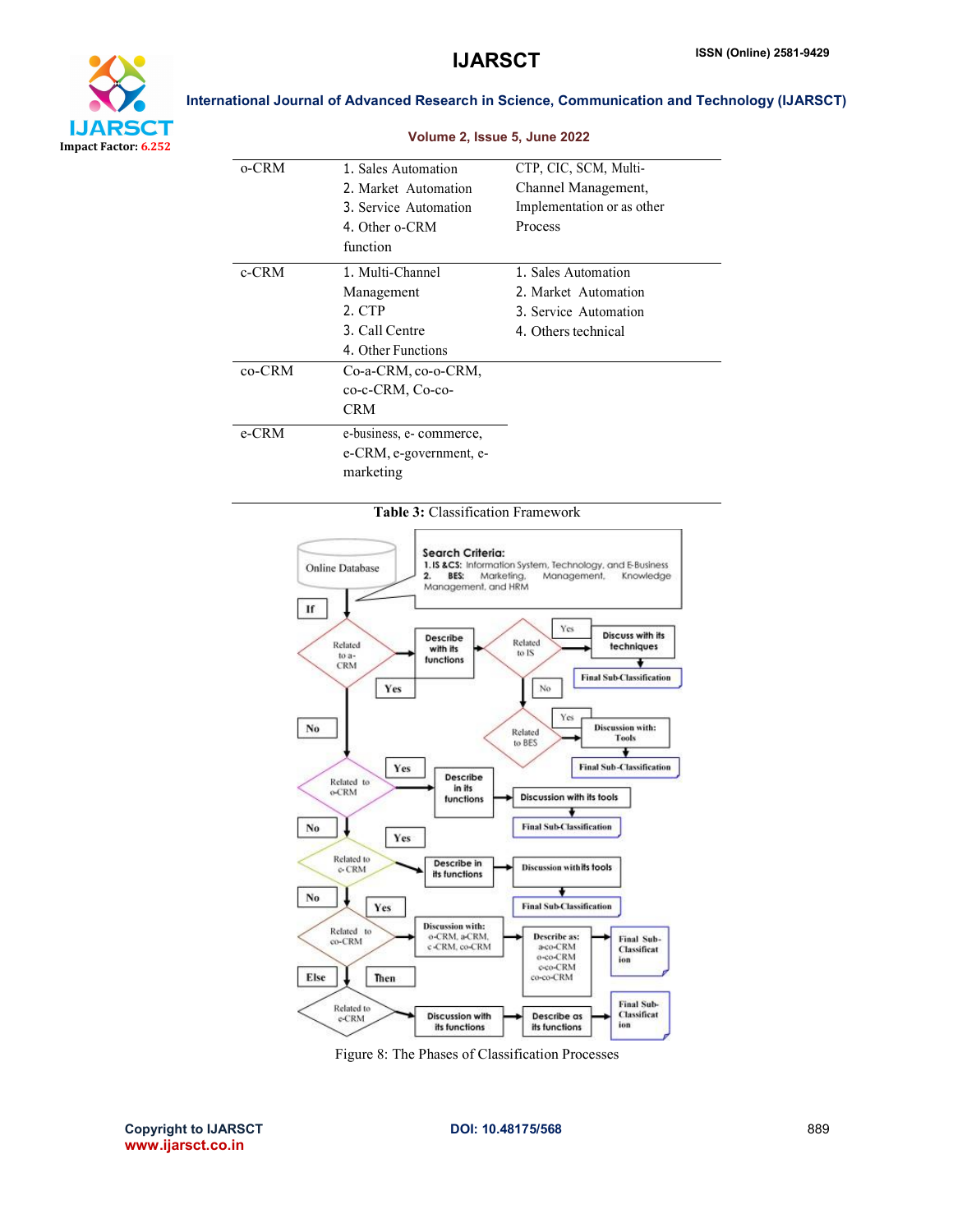| | | |
|---|---|---|
| o-CRM | 1. Sales Automation<br>2. Market Automation<br>3. Service Automation<br>4. Other o-CRM function | CTP, CIC, SCM, Multi-Channel Management, Implementation or as other Process |
| c-CRM | 1. Multi-Channel Management<br>2. CTP<br>3. Call Centre<br>4. Other Functions | 1. Sales Automation<br>2. Market Automation<br>3. Service Automation<br>4. Others technical |
| co-CRM | Co-a-CRM, co-o-CRM, co-c-CRM, Co-co-CRM | |
| e-CRM | e-business, e- commerce, e-CRM, e-government, e-marketing | |

**Table 3:** Classification Framework

Figure 8: The Phases of Classification Processes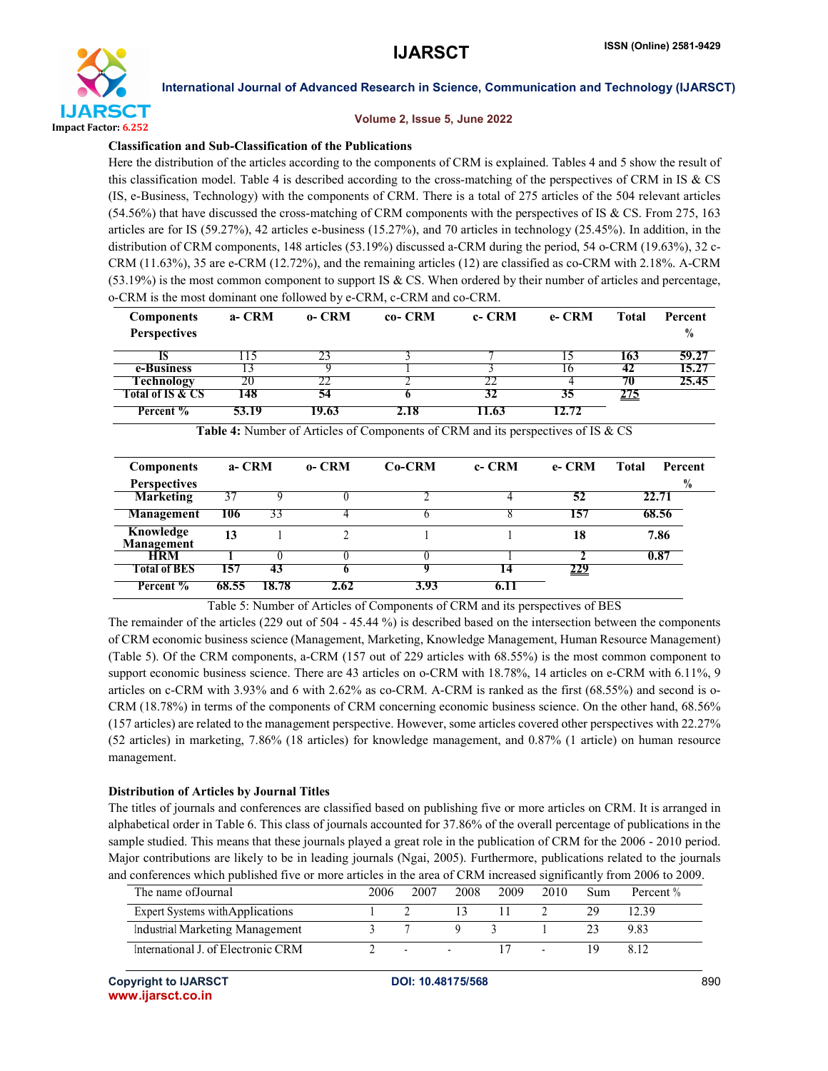**Classification and Sub-Classification of the Publications**

Here the distribution of the articles according to the components of CRM is explained. Tables 4 and 5 show the result of this classification model. Table 4 is described according to the cross-matching of the perspectives of CRM in IS & CS (IS, e-Business, Technology) with the components of CRM. There is a total of 275 articles of the 504 relevant articles (54.56%) that have discussed the cross-matching of CRM components with the perspectives of IS & CS. From 275, 163 articles are for IS (59.27%), 42 articles e-business (15.27%), and 70 articles in technology (25.45%). In addition, in the distribution of CRM components, 148 articles (53.19%) discussed a-CRM during the period, 54 o-CRM (19.63%), 32 c-CRM (11.63%), 35 are e-CRM (12.72%), and the remaining articles (12) are classified as co-CRM with 2.18%. A-CRM (53.19%) is the most common component to support IS & CS. When ordered by their number of articles and percentage, o-CRM is the most dominant one followed by e-CRM, c-CRM and co-CRM.

| Components / Perspectives | a- CRM | o- CRM | co- CRM | c- CRM | e- CRM | Total | Percent % |
|---|---|---|---|---|---|---|---|
| IS | 115 | 23 | 3 | 7 | 15 | 163 | 59.27 |
| e-Business | 13 | 9 | 1 | 3 | 16 | 42 | 15.27 |
| Technology | 20 | 22 | 2 | 22 | 4 | 70 | 25.45 |
| Total of IS & CS | 148 | 54 | 6 | 32 | 35 | 275 | |
| Percent % | 53.19 | 19.63 | 2.18 | 11.63 | 12.72 | | |

**Table 4:** Number of Articles of Components of CRM and its perspectives of IS & CS

| Components / Perspectives | a- CRM | o- CRM | Co-CRM | c- CRM | e- CRM | Total | Percent % |
|---|---|---|---|---|---|---|---|
| Marketing | 37 | 9 | 0 | 2 | 4 | 52 | 22.71 |
| Management | 106 | 33 | 4 | 6 | 8 | 157 | 68.56 |
| Knowledge Management | 13 | 1 | 2 | 1 | 1 | 18 | 7.86 |
| HRM | 1 | 0 | 0 | 0 | 1 | 2 | 0.87 |
| Total of BES | 157 | 43 | 6 | 9 | 14 | 229 | |
| Percent % | 68.55 | 18.78 | 2.62 | 3.93 | 6.11 | | |

Table 5: Number of Articles of Components of CRM and its perspectives of BES

The remainder of the articles (229 out of 504 - 45.44 %) is described based on the intersection between the components of CRM economic business science (Management, Marketing, Knowledge Management, Human Resource Management) (Table 5). Of the CRM components, a-CRM (157 out of 229 articles with 68.55%) is the most common component to support economic business science. There are 43 articles on o-CRM with 18.78%, 14 articles on e-CRM with 6.11%, 9 articles on c-CRM with 3.93% and 6 with 2.62% as co-CRM. A-CRM is ranked as the first (68.55%) and second is o-CRM (18.78%) in terms of the components of CRM concerning economic business science. On the other hand, 68.56% (157 articles) are related to the management perspective. However, some articles covered other perspectives with 22.27% (52 articles) in marketing, 7.86% (18 articles) for knowledge management, and 0.87% (1 article) on human resource management.

**Distribution of Articles by Journal Titles**

The titles of journals and conferences are classified based on publishing five or more articles on CRM. It is arranged in alphabetical order in Table 6. This class of journals accounted for 37.86% of the overall percentage of publications in the sample studied. This means that these journals played a great role in the publication of CRM for the 2006 - 2010 period. Major contributions are likely to be in leading journals (Ngai, 2005). Furthermore, publications related to the journals and conferences which published five or more articles in the area of CRM increased significantly from 2006 to 2009.

| The name ofJournal | 2006 | 2007 | 2008 | 2009 | 2010 | Sum | Percent % |
|---|---|---|---|---|---|---|---|
| Expert Systems withApplications | 1 | 2 | 13 | 11 | 2 | 29 | 12.39 |
| Industrial Marketing Management | 3 | 7 | 9 | 3 | 1 | 23 | 9.83 |
| International J. of Electronic CRM | 2 | - | - | 17 | - | 19 | 8.12 |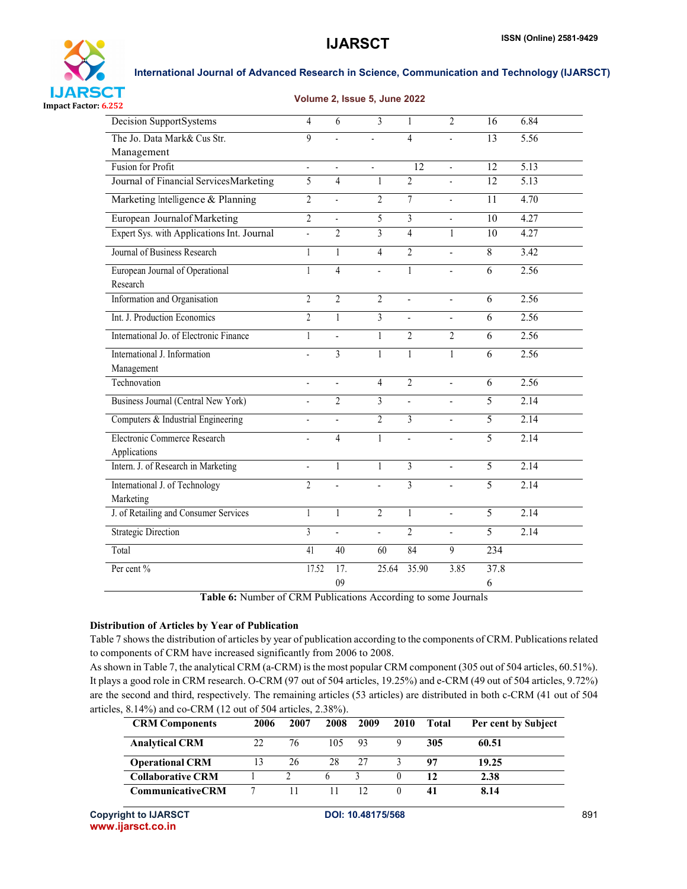| | | | | | | | |
|---|---|---|---|---|---|---|---|
| Decision SupportSystems | 4 | 6 | 3 | 1 | 2 | 16 | 6.84 |
| The Jo. Data Mark& Cus Str. Management | 9 | - | - | 4 | - | 13 | 5.56 |
| Fusion for Profit | - | - | - | 12 | - | 12 | 5.13 |
| Journal of Financial ServicesMarketing | 5 | 4 | 1 | 2 | - | 12 | 5.13 |
| Marketing Intelligence & Planning | 2 | - | 2 | 7 | - | 11 | 4.70 |
| European Journalof Marketing | 2 | - | 5 | 3 | - | 10 | 4.27 |
| Expert Sys. with Applications Int. Journal | - | 2 | 3 | 4 | 1 | 10 | 4.27 |
| Journal of Business Research | 1 | 1 | 4 | 2 | - | 8 | 3.42 |
| European Journal of Operational Research | 1 | 4 | - | 1 | - | 6 | 2.56 |
| Information and Organisation | 2 | 2 | 2 | - | - | 6 | 2.56 |
| Int. J. Production Economics | 2 | 1 | 3 | - | - | 6 | 2.56 |
| International Jo. of Electronic Finance | 1 | - | 1 | 2 | 2 | 6 | 2.56 |
| International J. Information Management | - | 3 | 1 | 1 | 1 | 6 | 2.56 |
| Technovation | - | - | 4 | 2 | - | 6 | 2.56 |
| Business Journal (Central New York) | - | 2 | 3 | - | - | 5 | 2.14 |
| Computers & Industrial Engineering | - | - | 2 | 3 | - | 5 | 2.14 |
| Electronic Commerce Research Applications | - | 4 | 1 | - | - | 5 | 2.14 |
| Intern. J. of Research in Marketing | - | 1 | 1 | 3 | - | 5 | 2.14 |
| International J. of Technology Marketing | 2 | - | - | 3 | - | 5 | 2.14 |
| J. of Retailing and Consumer Services | 1 | 1 | 2 | 1 | - | 5 | 2.14 |
| Strategic Direction | 3 | - | - | 2 | - | 5 | 2.14 |
| Total | 41 | 40 | 60 | 84 | 9 | 234 | |
| Per cent % | 17.52 | 17.09 | 25.64 | 35.90 | 3.85 | 37.86 | |

**Table 6:** Number of CRM Publications According to some Journals

**Distribution of Articles by Year of Publication**

Table 7 shows the distribution of articles by year of publication according to the components of CRM. Publications related to components of CRM have increased significantly from 2006 to 2008.

As shown in Table 7, the analytical CRM (a-CRM) is the most popular CRM component (305 out of 504 articles, 60.51%). It plays a good role in CRM research. O-CRM (97 out of 504 articles, 19.25%) and e-CRM (49 out of 504 articles, 9.72%) are the second and third, respectively. The remaining articles (53 articles) are distributed in both c-CRM (41 out of 504 articles, 8.14%) and co-CRM (12 out of 504 articles, 2.38%).

| CRM Components | 2006 | 2007 | 2008 | 2009 | 2010 | Total | Per cent by Subject |
|---|---|---|---|---|---|---|---|
| **Analytical CRM** | 22 | 76 | 105 | 93 | 9 | **305** | **60.51** |
| **Operational CRM** | 13 | 26 | 28 | 27 | 3 | **97** | **19.25** |
| **Collaborative CRM** | 1 | 2 | 6 | 3 | 0 | **12** | **2.38** |
| **CommunicativeCRM** | 7 | 11 | 11 | 12 | 0 | **41** | **8.14** |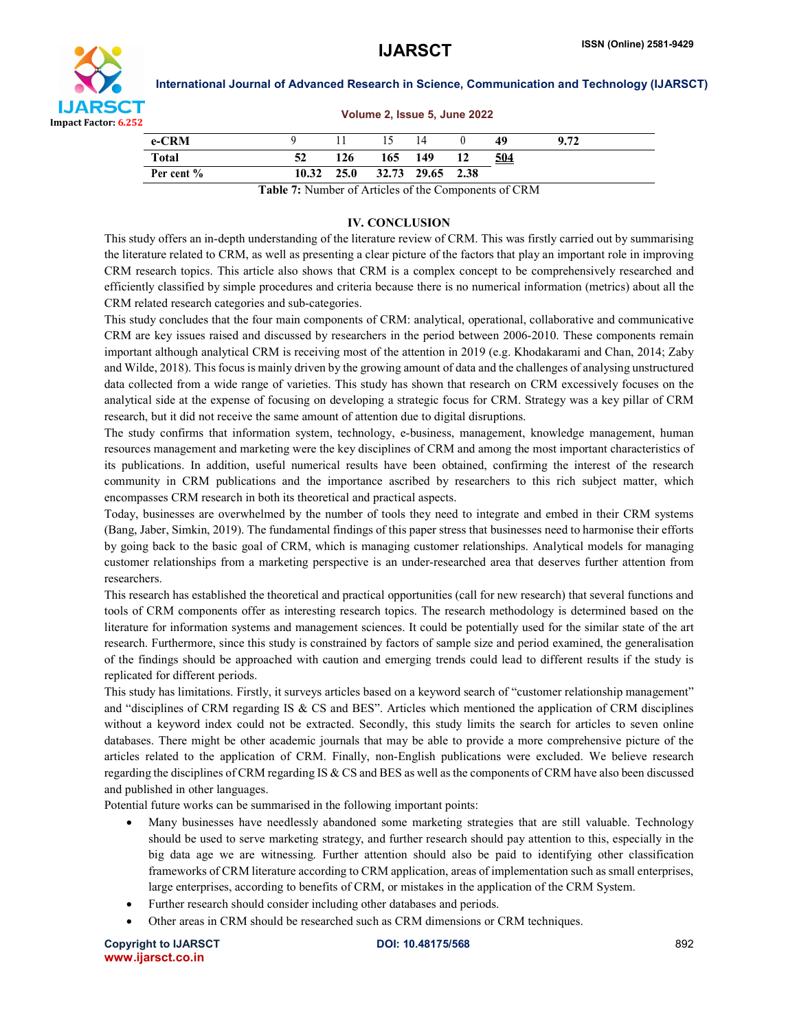| | | | | | | | |
|---|---|---|---|---|---|---|---|
| **e-CRM** | 9 | 11 | 15 | 14 | 0 | **49** | **9.72** |
| **Total** | **52** | **126** | **165** | **149** | **12** | **504** | |
| **Per cent %** | **10.32** | **25.0** | **32.73** | **29.65** | **2.38** | | |

**Table 7:** Number of Articles of the Components of CRM

## IV. CONCLUSION

This study offers an in-depth understanding of the literature review of CRM. This was firstly carried out by summarising the literature related to CRM, as well as presenting a clear picture of the factors that play an important role in improving CRM research topics. This article also shows that CRM is a complex concept to be comprehensively researched and efficiently classified by simple procedures and criteria because there is no numerical information (metrics) about all the CRM related research categories and sub-categories.

This study concludes that the four main components of CRM: analytical, operational, collaborative and communicative CRM are key issues raised and discussed by researchers in the period between 2006-2010. These components remain important although analytical CRM is receiving most of the attention in 2019 (e.g. Khodakarami and Chan, 2014; Zaby and Wilde, 2018). This focus is mainly driven by the growing amount of data and the challenges of analysing unstructured data collected from a wide range of varieties. This study has shown that research on CRM excessively focuses on the analytical side at the expense of focusing on developing a strategic focus for CRM. Strategy was a key pillar of CRM research, but it did not receive the same amount of attention due to digital disruptions.

The study confirms that information system, technology, e-business, management, knowledge management, human resources management and marketing were the key disciplines of CRM and among the most important characteristics of its publications. In addition, useful numerical results have been obtained, confirming the interest of the research community in CRM publications and the importance ascribed by researchers to this rich subject matter, which encompasses CRM research in both its theoretical and practical aspects.

Today, businesses are overwhelmed by the number of tools they need to integrate and embed in their CRM systems (Bang, Jaber, Simkin, 2019). The fundamental findings of this paper stress that businesses need to harmonise their efforts by going back to the basic goal of CRM, which is managing customer relationships. Analytical models for managing customer relationships from a marketing perspective is an under-researched area that deserves further attention from researchers.

This research has established the theoretical and practical opportunities (call for new research) that several functions and tools of CRM components offer as interesting research topics. The research methodology is determined based on the literature for information systems and management sciences. It could be potentially used for the similar state of the art research. Furthermore, since this study is constrained by factors of sample size and period examined, the generalisation of the findings should be approached with caution and emerging trends could lead to different results if the study is replicated for different periods.

This study has limitations. Firstly, it surveys articles based on a keyword search of "customer relationship management" and "disciplines of CRM regarding IS & CS and BES". Articles which mentioned the application of CRM disciplines without a keyword index could not be extracted. Secondly, this study limits the search for articles to seven online databases. There might be other academic journals that may be able to provide a more comprehensive picture of the articles related to the application of CRM. Finally, non-English publications were excluded. We believe research regarding the disciplines of CRM regarding IS & CS and BES as well as the components of CRM have also been discussed and published in other languages.

Potential future works can be summarised in the following important points:

- Many businesses have needlessly abandoned some marketing strategies that are still valuable. Technology should be used to serve marketing strategy, and further research should pay attention to this, especially in the big data age we are witnessing. Further attention should also be paid to identifying other classification frameworks of CRM literature according to CRM application, areas of implementation such as small enterprises, large enterprises, according to benefits of CRM, or mistakes in the application of the CRM System.
- Further research should consider including other databases and periods.
- Other areas in CRM should be researched such as CRM dimensions or CRM techniques.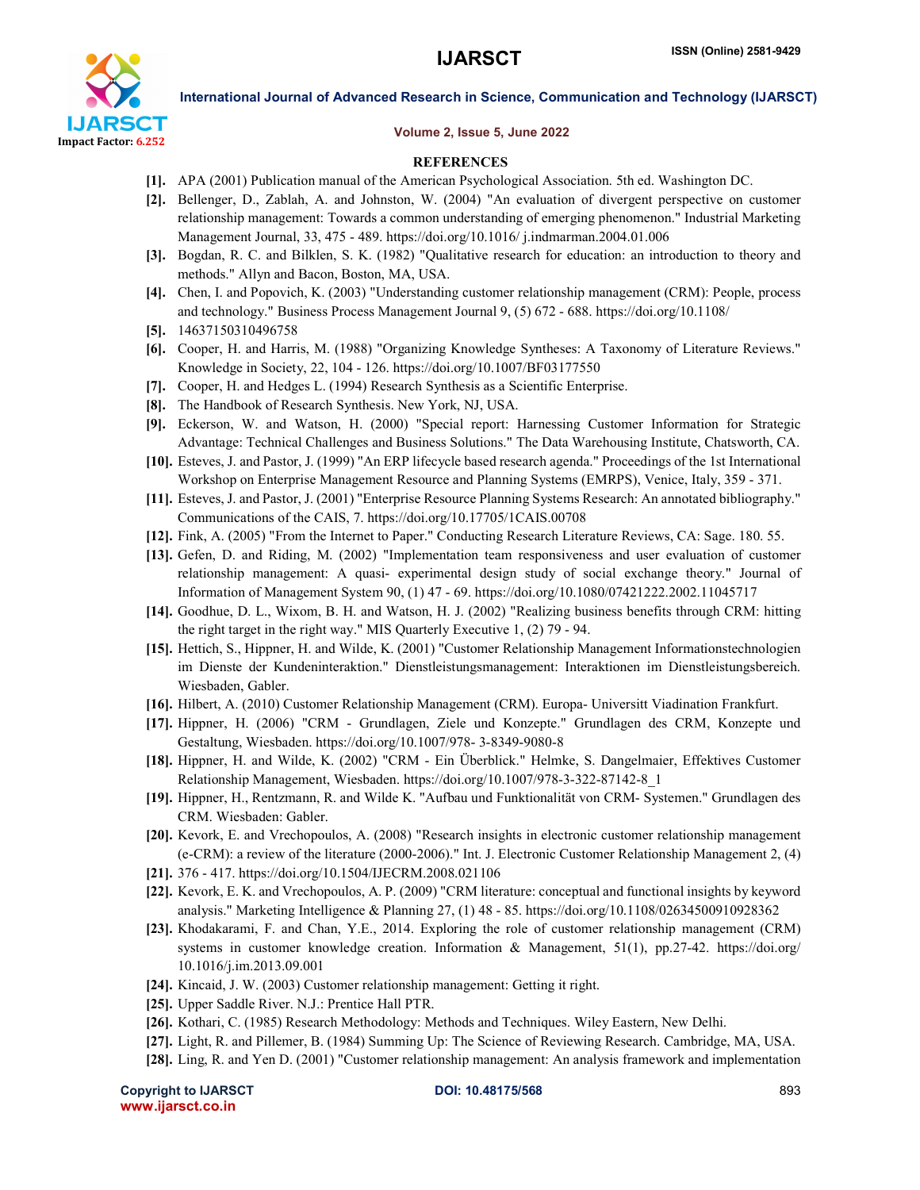## REFERENCES

[1]. APA (2001) Publication manual of the American Psychological Association. 5th ed. Washington DC.

[2]. Bellenger, D., Zablah, A. and Johnston, W. (2004) "An evaluation of divergent perspective on customer relationship management: Towards a common understanding of emerging phenomenon." Industrial Marketing Management Journal, 33, 475 - 489. https://doi.org/10.1016/ j.indmarman.2004.01.006

[3]. Bogdan, R. C. and Bilklen, S. K. (1982) "Qualitative research for education: an introduction to theory and methods." Allyn and Bacon, Boston, MA, USA.

[4]. Chen, I. and Popovich, K. (2003) "Understanding customer relationship management (CRM): People, process and technology." Business Process Management Journal 9, (5) 672 - 688. https://doi.org/10.1108/

[5]. 14637150310496758

[6]. Cooper, H. and Harris, M. (1988) "Organizing Knowledge Syntheses: A Taxonomy of Literature Reviews." Knowledge in Society, 22, 104 - 126. https://doi.org/10.1007/BF03177550

[7]. Cooper, H. and Hedges L. (1994) Research Synthesis as a Scientific Enterprise.

[8]. The Handbook of Research Synthesis. New York, NJ, USA.

[9]. Eckerson, W. and Watson, H. (2000) "Special report: Harnessing Customer Information for Strategic Advantage: Technical Challenges and Business Solutions." The Data Warehousing Institute, Chatsworth, CA.

[10]. Esteves, J. and Pastor, J. (1999) "An ERP lifecycle based research agenda." Proceedings of the 1st International Workshop on Enterprise Management Resource and Planning Systems (EMRPS), Venice, Italy, 359 - 371.

[11]. Esteves, J. and Pastor, J. (2001) "Enterprise Resource Planning Systems Research: An annotated bibliography." Communications of the CAIS, 7. https://doi.org/10.17705/1CAIS.00708

[12]. Fink, A. (2005) "From the Internet to Paper." Conducting Research Literature Reviews, CA: Sage. 180. 55.

[13]. Gefen, D. and Riding, M. (2002) "Implementation team responsiveness and user evaluation of customer relationship management: A quasi- experimental design study of social exchange theory." Journal of Information of Management System 90, (1) 47 - 69. https://doi.org/10.1080/07421222.2002.11045717

[14]. Goodhue, D. L., Wixom, B. H. and Watson, H. J. (2002) "Realizing business benefits through CRM: hitting the right target in the right way." MIS Quarterly Executive 1, (2) 79 - 94.

[15]. Hettich, S., Hippner, H. and Wilde, K. (2001) "Customer Relationship Management Informationstechnologien im Dienste der Kundeninteraktion." Dienstleistungsmanagement: Interaktionen im Dienstleistungsbereich. Wiesbaden, Gabler.

[16]. Hilbert, A. (2010) Customer Relationship Management (CRM). Europa- Universitt Viadination Frankfurt.

[17]. Hippner, H. (2006) "CRM - Grundlagen, Ziele und Konzepte." Grundlagen des CRM, Konzepte und Gestaltung, Wiesbaden. https://doi.org/10.1007/978- 3-8349-9080-8

[18]. Hippner, H. and Wilde, K. (2002) "CRM - Ein Überblick." Helmke, S. Dangelmaier, Effektives Customer Relationship Management, Wiesbaden. https://doi.org/10.1007/978-3-322-87142-8_1

[19]. Hippner, H., Rentzmann, R. and Wilde K. "Aufbau und Funktionalität von CRM- Systemen." Grundlagen des CRM. Wiesbaden: Gabler.

[20]. Kevork, E. and Vrechopoulos, A. (2008) "Research insights in electronic customer relationship management (e-CRM): a review of the literature (2000-2006)." Int. J. Electronic Customer Relationship Management 2, (4)

[21]. 376 - 417. https://doi.org/10.1504/IJECRM.2008.021106

[22]. Kevork, E. K. and Vrechopoulos, A. P. (2009) "CRM literature: conceptual and functional insights by keyword analysis." Marketing Intelligence & Planning 27, (1) 48 - 85. https://doi.org/10.1108/02634500910928362

[23]. Khodakarami, F. and Chan, Y.E., 2014. Exploring the role of customer relationship management (CRM) systems in customer knowledge creation. Information & Management, 51(1), pp.27-42. https://doi.org/ 10.1016/j.im.2013.09.001

[24]. Kincaid, J. W. (2003) Customer relationship management: Getting it right.

[25]. Upper Saddle River. N.J.: Prentice Hall PTR.

[26]. Kothari, C. (1985) Research Methodology: Methods and Techniques. Wiley Eastern, New Delhi.

[27]. Light, R. and Pillemer, B. (1984) Summing Up: The Science of Reviewing Research. Cambridge, MA, USA.

[28]. Ling, R. and Yen D. (2001) "Customer relationship management: An analysis framework and implementation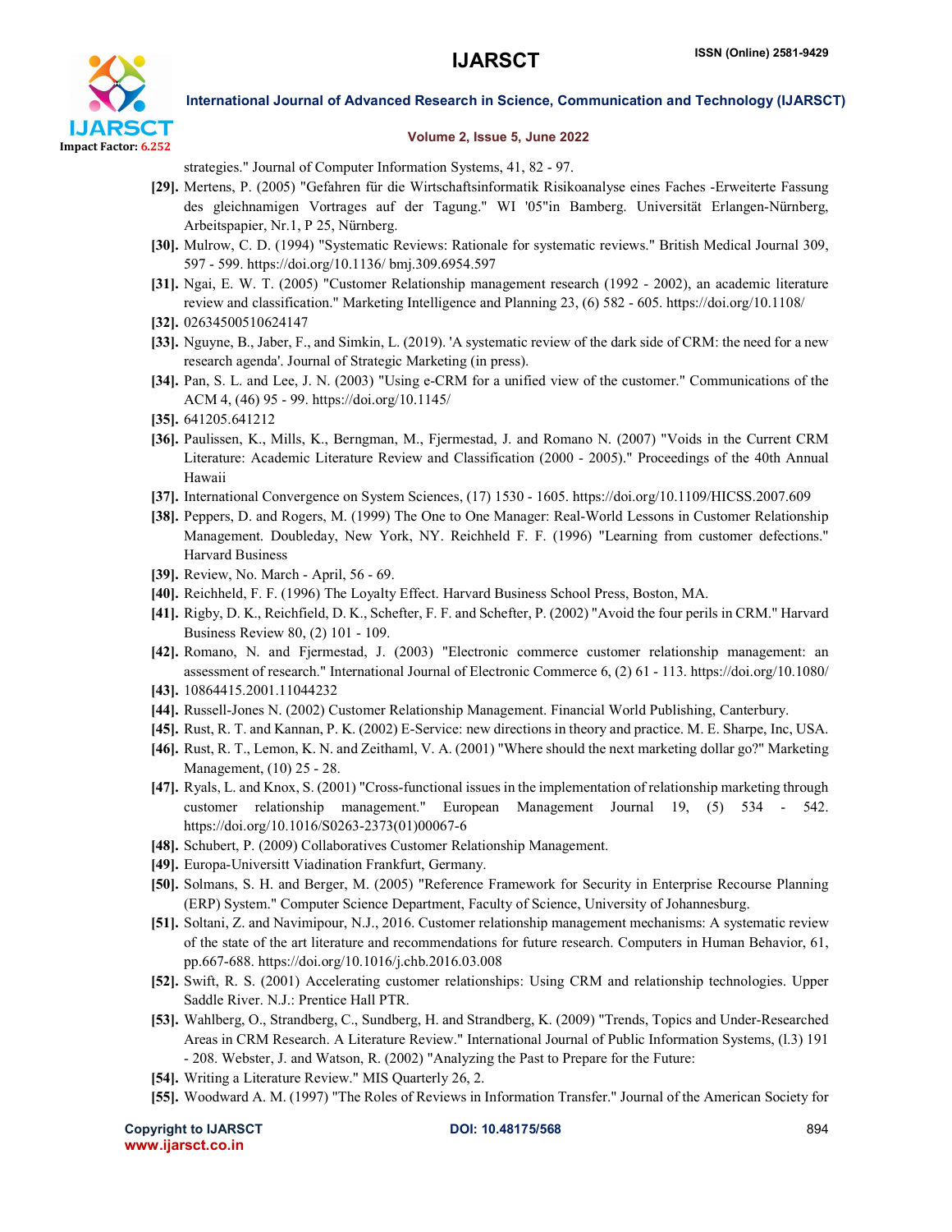strategies." Journal of Computer Information Systems, 41, 82 - 97.

[29]. Mertens, P. (2005) "Gefahren für die Wirtschaftsinformatik Risikoanalyse eines Faches -Erweiterte Fassung des gleichnamigen Vortrages auf der Tagung." WI '05"in Bamberg. Universität Erlangen-Nürnberg, Arbeitspapier, Nr.1, P 25, Nürnberg.

[30]. Mulrow, C. D. (1994) "Systematic Reviews: Rationale for systematic reviews." British Medical Journal 309, 597 - 599. https://doi.org/10.1136/ bmj.309.6954.597

[31]. Ngai, E. W. T. (2005) "Customer Relationship management research (1992 - 2002), an academic literature review and classification." Marketing Intelligence and Planning 23, (6) 582 - 605. https://doi.org/10.1108/

[32]. 02634500510624147

[33]. Nguyne, B., Jaber, F., and Simkin, L. (2019). 'A systematic review of the dark side of CRM: the need for a new research agenda'. Journal of Strategic Marketing (in press).

[34]. Pan, S. L. and Lee, J. N. (2003) "Using e-CRM for a unified view of the customer." Communications of the ACM 4, (46) 95 - 99. https://doi.org/10.1145/

[35]. 641205.641212

[36]. Paulissen, K., Mills, K., Berngman, M., Fjermestad, J. and Romano N. (2007) "Voids in the Current CRM Literature: Academic Literature Review and Classification (2000 - 2005)." Proceedings of the 40th Annual Hawaii

[37]. International Convergence on System Sciences, (17) 1530 - 1605. https://doi.org/10.1109/HICSS.2007.609

[38]. Peppers, D. and Rogers, M. (1999) The One to One Manager: Real-World Lessons in Customer Relationship Management. Doubleday, New York, NY. Reichheld F. F. (1996) "Learning from customer defections." Harvard Business

[39]. Review, No. March - April, 56 - 69.

[40]. Reichheld, F. F. (1996) The Loyalty Effect. Harvard Business School Press, Boston, MA.

[41]. Rigby, D. K., Reichfield, D. K., Schefter, F. F. and Schefter, P. (2002) "Avoid the four perils in CRM." Harvard Business Review 80, (2) 101 - 109.

[42]. Romano, N. and Fjermestad, J. (2003) "Electronic commerce customer relationship management: an assessment of research." International Journal of Electronic Commerce 6, (2) 61 - 113. https://doi.org/10.1080/

[43]. 10864415.2001.11044232

[44]. Russell-Jones N. (2002) Customer Relationship Management. Financial World Publishing, Canterbury.

[45]. Rust, R. T. and Kannan, P. K. (2002) E-Service: new directions in theory and practice. M. E. Sharpe, Inc, USA.

[46]. Rust, R. T., Lemon, K. N. and Zeithaml, V. A. (2001) "Where should the next marketing dollar go?" Marketing Management, (10) 25 - 28.

[47]. Ryals, L. and Knox, S. (2001) "Cross-functional issues in the implementation of relationship marketing through customer relationship management." European Management Journal 19, (5) 534 - 542. https://doi.org/10.1016/S0263-2373(01)00067-6

[48]. Schubert, P. (2009) Collaboratives Customer Relationship Management.

[49]. Europa-Universitt Viadination Frankfurt, Germany.

[50]. Solmans, S. H. and Berger, M. (2005) "Reference Framework for Security in Enterprise Recourse Planning (ERP) System." Computer Science Department, Faculty of Science, University of Johannesburg.

[51]. Soltani, Z. and Navimipour, N.J., 2016. Customer relationship management mechanisms: A systematic review of the state of the art literature and recommendations for future research. Computers in Human Behavior, 61, pp.667-688. https://doi.org/10.1016/j.chb.2016.03.008

[52]. Swift, R. S. (2001) Accelerating customer relationships: Using CRM and relationship technologies. Upper Saddle River. N.J.: Prentice Hall PTR.

[53]. Wahlberg, O., Strandberg, C., Sundberg, H. and Strandberg, K. (2009) "Trends, Topics and Under-Researched Areas in CRM Research. A Literature Review." International Journal of Public Information Systems, (l.3) 191 - 208. Webster, J. and Watson, R. (2002) "Analyzing the Past to Prepare for the Future:

[54]. Writing a Literature Review." MIS Quarterly 26, 2.

[55]. Woodward A. M. (1997) "The Roles of Reviews in Information Transfer." Journal of the American Society for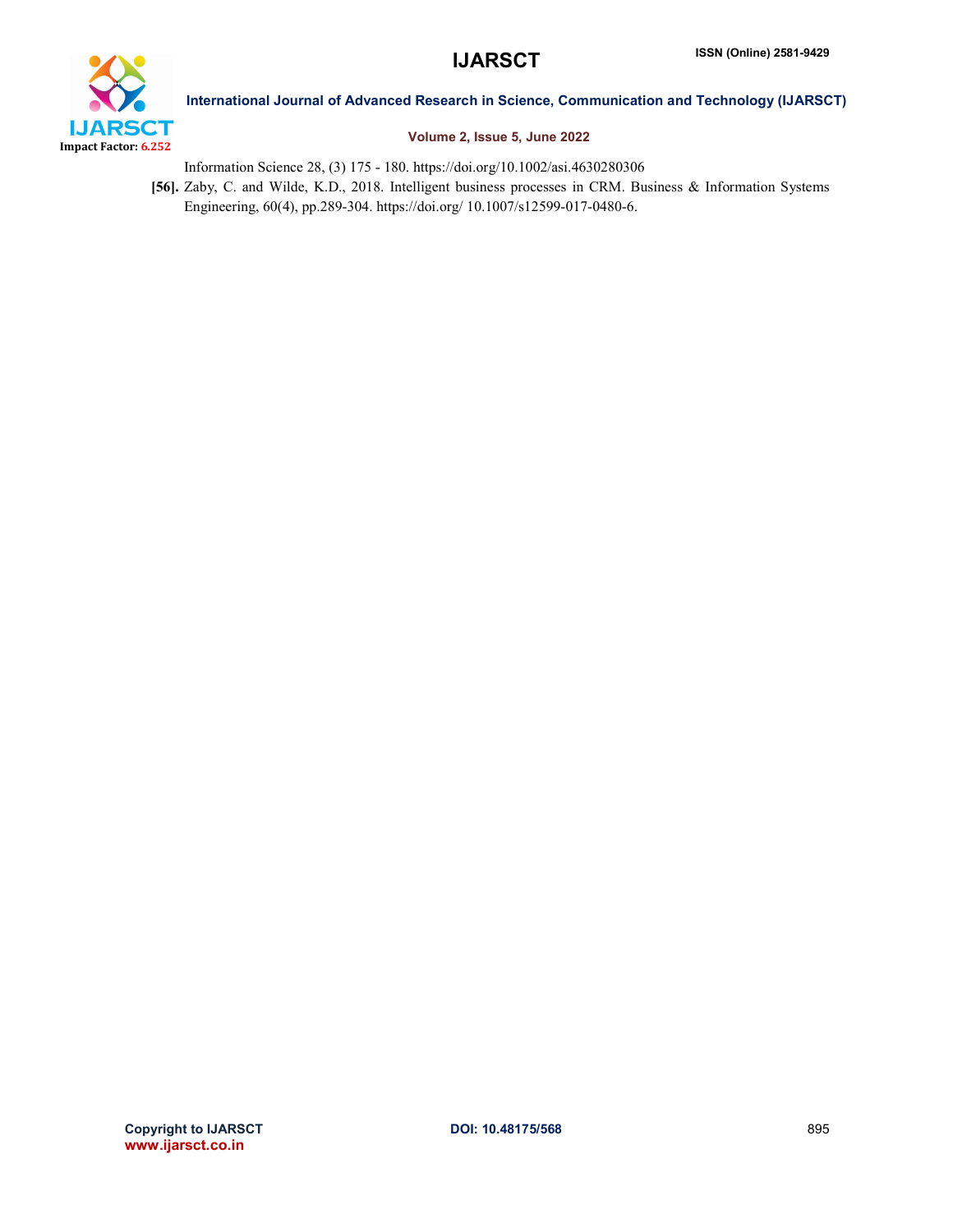Information Science 28, (3) 175 - 180. https://doi.org/10.1002/asi.4630280306

**[56].** Zaby, C. and Wilde, K.D., 2018. Intelligent business processes in CRM. Business & Information Systems Engineering, 60(4), pp.289-304. https://doi.org/ 10.1007/s12599-017-0480-6.